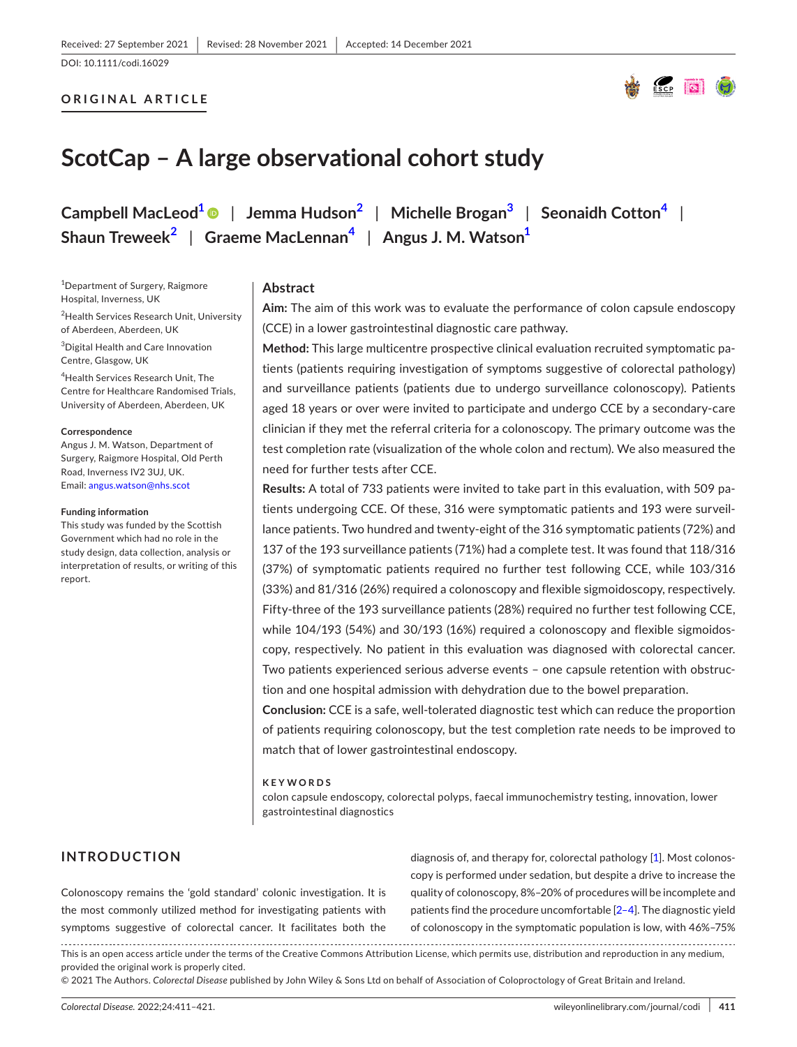Received: 27 September 2021 | Revised: 28 November 2021 | Accepted: 14 December 2021

DOI: 10.1111/codi.16029

**ORIGINAL ARTICLE**

# ScotCap – A large observational cohort study

**Campbell MacLeod**[1] | **Jemma Hudson**[2] | **Michelle Brogan**[3] | **Seonaidh Cotton**[4] | **Shaun Treweek**[2] | **Graeme MacLennan**[4] | **Angus J. M. Watson**[1]

[1]Department of Surgery, Raigmore Hospital, Inverness, UK

[2]Health Services Research Unit, University of Aberdeen, Aberdeen, UK

[3]Digital Health and Care Innovation Centre, Glasgow, UK

[4]Health Services Research Unit, The Centre for Healthcare Randomised Trials, University of Aberdeen, Aberdeen, UK

**Correspondence**

Angus J. M. Watson, Department of Surgery, Raigmore Hospital, Old Perth Road, Inverness IV2 3UJ, UK.
Email: angus.watson@nhs.scot

**Funding information**

This study was funded by the Scottish Government which had no role in the study design, data collection, analysis or interpretation of results, or writing of this report.

## Abstract

**Aim:** The aim of this work was to evaluate the performance of colon capsule endoscopy (CCE) in a lower gastrointestinal diagnostic care pathway.

**Method:** This large multicentre prospective clinical evaluation recruited symptomatic patients (patients requiring investigation of symptoms suggestive of colorectal pathology) and surveillance patients (patients due to undergo surveillance colonoscopy). Patients aged 18 years or over were invited to participate and undergo CCE by a secondary-care clinician if they met the referral criteria for a colonoscopy. The primary outcome was the test completion rate (visualization of the whole colon and rectum). We also measured the need for further tests after CCE.

**Results:** A total of 733 patients were invited to take part in this evaluation, with 509 patients undergoing CCE. Of these, 316 were symptomatic patients and 193 were surveillance patients. Two hundred and twenty-eight of the 316 symptomatic patients (72%) and 137 of the 193 surveillance patients (71%) had a complete test. It was found that 118/316 (37%) of symptomatic patients required no further test following CCE, while 103/316 (33%) and 81/316 (26%) required a colonoscopy and flexible sigmoidoscopy, respectively. Fifty-three of the 193 surveillance patients (28%) required no further test following CCE, while 104/193 (54%) and 30/193 (16%) required a colonoscopy and flexible sigmoidoscopy, respectively. No patient in this evaluation was diagnosed with colorectal cancer. Two patients experienced serious adverse events – one capsule retention with obstruction and one hospital admission with dehydration due to the bowel preparation.

**Conclusion:** CCE is a safe, well-tolerated diagnostic test which can reduce the proportion of patients requiring colonoscopy, but the test completion rate needs to be improved to match that of lower gastrointestinal endoscopy.

**KEYWORDS**

colon capsule endoscopy, colorectal polyps, faecal immunochemistry testing, innovation, lower gastrointestinal diagnostics

## INTRODUCTION

Colonoscopy remains the 'gold standard' colonic investigation. It is the most commonly utilized method for investigating patients with symptoms suggestive of colorectal cancer. It facilitates both the diagnosis of, and therapy for, colorectal pathology [1]. Most colonoscopy is performed under sedation, but despite a drive to increase the quality of colonoscopy, 8%–20% of procedures will be incomplete and patients find the procedure uncomfortable [2–4]. The diagnostic yield of colonoscopy in the symptomatic population is low, with 46%–75%

This is an open access article under the terms of the Creative Commons Attribution License, which permits use, distribution and reproduction in any medium, provided the original work is properly cited.

© 2021 The Authors. *Colorectal Disease* published by John Wiley & Sons Ltd on behalf of Association of Coloproctology of Great Britain and Ireland.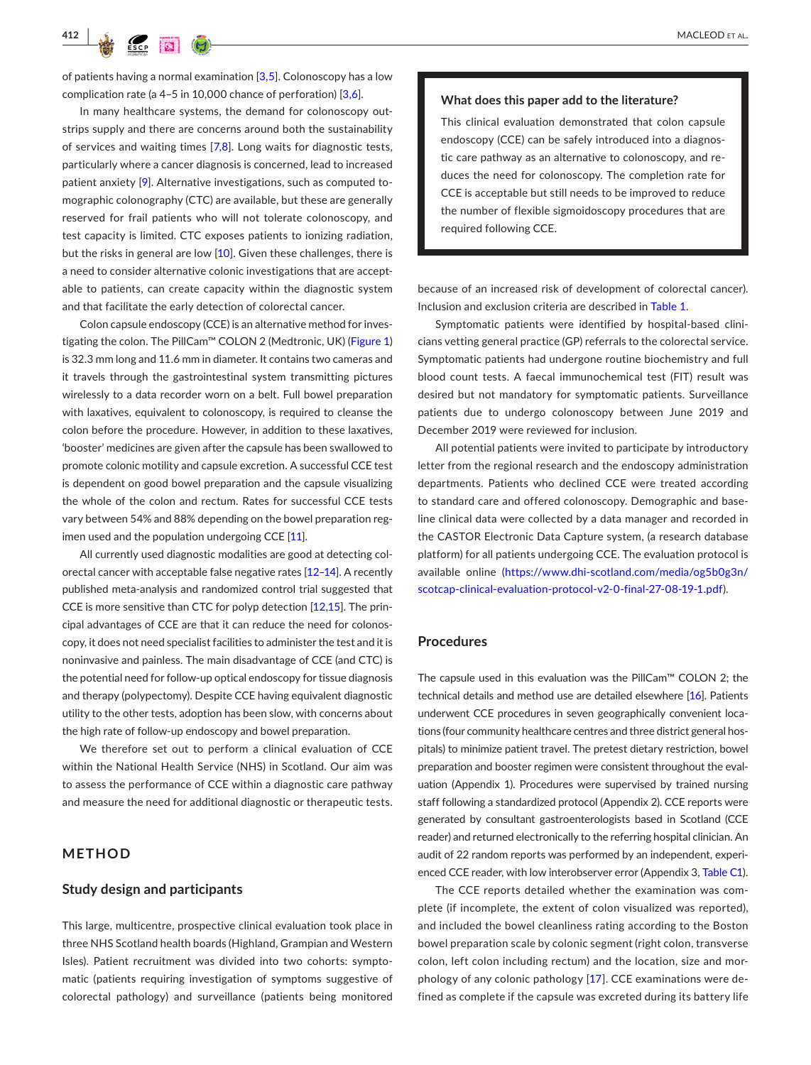of patients having a normal examination [3,5]. Colonoscopy has a low complication rate (a 4–5 in 10,000 chance of perforation) [3,6].

In many healthcare systems, the demand for colonoscopy outstrips supply and there are concerns around both the sustainability of services and waiting times [7,8]. Long waits for diagnostic tests, particularly where a cancer diagnosis is concerned, lead to increased patient anxiety [9]. Alternative investigations, such as computed tomographic colonography (CTC) are available, but these are generally reserved for frail patients who will not tolerate colonoscopy, and test capacity is limited. CTC exposes patients to ionizing radiation, but the risks in general are low [10]. Given these challenges, there is a need to consider alternative colonic investigations that are acceptable to patients, can create capacity within the diagnostic system and that facilitate the early detection of colorectal cancer.

Colon capsule endoscopy (CCE) is an alternative method for investigating the colon. The PillCam™ COLON 2 (Medtronic, UK) (Figure 1) is 32.3 mm long and 11.6 mm in diameter. It contains two cameras and it travels through the gastrointestinal system transmitting pictures wirelessly to a data recorder worn on a belt. Full bowel preparation with laxatives, equivalent to colonoscopy, is required to cleanse the colon before the procedure. However, in addition to these laxatives, 'booster' medicines are given after the capsule has been swallowed to promote colonic motility and capsule excretion. A successful CCE test is dependent on good bowel preparation and the capsule visualizing the whole of the colon and rectum. Rates for successful CCE tests vary between 54% and 88% depending on the bowel preparation regimen used and the population undergoing CCE [11].

All currently used diagnostic modalities are good at detecting colorectal cancer with acceptable false negative rates [12–14]. A recently published meta-analysis and randomized control trial suggested that CCE is more sensitive than CTC for polyp detection [12,15]. The principal advantages of CCE are that it can reduce the need for colonoscopy, it does not need specialist facilities to administer the test and it is noninvasive and painless. The main disadvantage of CCE (and CTC) is the potential need for follow-up optical endoscopy for tissue diagnosis and therapy (polypectomy). Despite CCE having equivalent diagnostic utility to the other tests, adoption has been slow, with concerns about the high rate of follow-up endoscopy and bowel preparation.

We therefore set out to perform a clinical evaluation of CCE within the National Health Service (NHS) in Scotland. Our aim was to assess the performance of CCE within a diagnostic care pathway and measure the need for additional diagnostic or therapeutic tests.

> **What does this paper add to the literature?**
>
> This clinical evaluation demonstrated that colon capsule endoscopy (CCE) can be safely introduced into a diagnostic care pathway as an alternative to colonoscopy, and reduces the need for colonoscopy. The completion rate for CCE is acceptable but still needs to be improved to reduce the number of flexible sigmoidoscopy procedures that are required following CCE.

## METHOD

### Study design and participants

This large, multicentre, prospective clinical evaluation took place in three NHS Scotland health boards (Highland, Grampian and Western Isles). Patient recruitment was divided into two cohorts: symptomatic (patients requiring investigation of symptoms suggestive of colorectal pathology) and surveillance (patients being monitored because of an increased risk of development of colorectal cancer). Inclusion and exclusion criteria are described in Table 1.

Symptomatic patients were identified by hospital-based clinicians vetting general practice (GP) referrals to the colorectal service. Symptomatic patients had undergone routine biochemistry and full blood count tests. A faecal immunochemical test (FIT) result was desired but not mandatory for symptomatic patients. Surveillance patients due to undergo colonoscopy between June 2019 and December 2019 were reviewed for inclusion.

All potential patients were invited to participate by introductory letter from the regional research and the endoscopy administration departments. Patients who declined CCE were treated according to standard care and offered colonoscopy. Demographic and baseline clinical data were collected by a data manager and recorded in the CASTOR Electronic Data Capture system, (a research database platform) for all patients undergoing CCE. The evaluation protocol is available online (https://www.dhi-scotland.com/media/og5b0g3n/scotcap-clinical-evaluation-protocol-v2-0-final-27-08-19-1.pdf).

### Procedures

The capsule used in this evaluation was the PillCam™ COLON 2; the technical details and method use are detailed elsewhere [16]. Patients underwent CCE procedures in seven geographically convenient locations (four community healthcare centres and three district general hospitals) to minimize patient travel. The pretest dietary restriction, bowel preparation and booster regimen were consistent throughout the evaluation (Appendix 1). Procedures were supervised by trained nursing staff following a standardized protocol (Appendix 2). CCE reports were generated by consultant gastroenterologists based in Scotland (CCE reader) and returned electronically to the referring hospital clinician. An audit of 22 random reports was performed by an independent, experienced CCE reader, with low interobserver error (Appendix 3, Table C1).

The CCE reports detailed whether the examination was complete (if incomplete, the extent of colon visualized was reported), and included the bowel cleanliness rating according to the Boston bowel preparation scale by colonic segment (right colon, transverse colon, left colon including rectum) and the location, size and morphology of any colonic pathology [17]. CCE examinations were defined as complete if the capsule was excreted during its battery life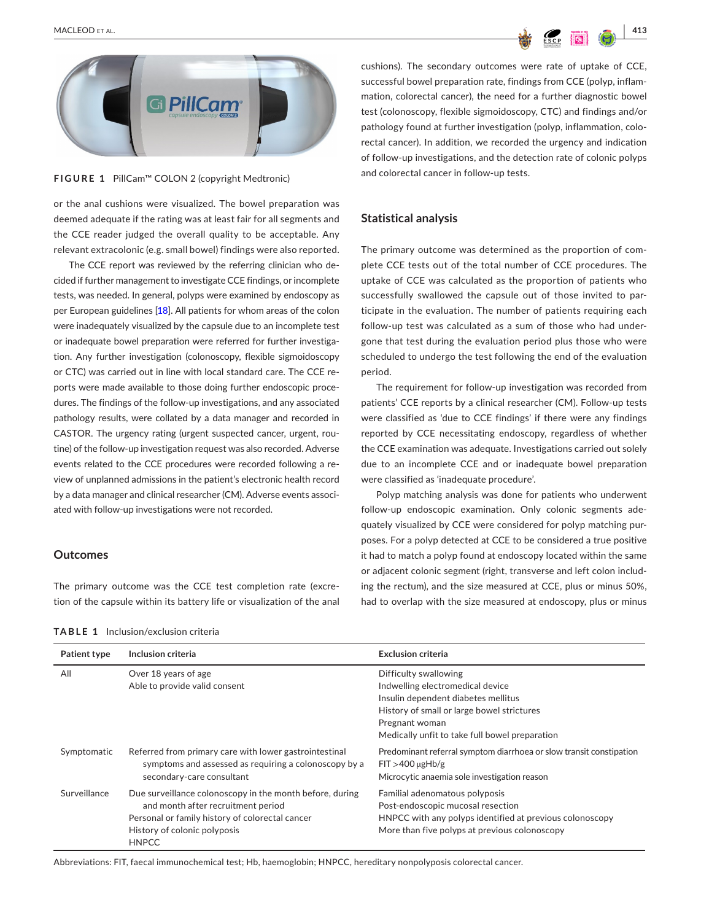FIGURE 1 PillCam™ COLON 2 (copyright Medtronic)

or the anal cushions were visualized. The bowel preparation was deemed adequate if the rating was at least fair for all segments and the CCE reader judged the overall quality to be acceptable. Any relevant extracolonic (e.g. small bowel) findings were also reported.

The CCE report was reviewed by the referring clinician who decided if further management to investigate CCE findings, or incomplete tests, was needed. In general, polyps were examined by endoscopy as per European guidelines [18]. All patients for whom areas of the colon were inadequately visualized by the capsule due to an incomplete test or inadequate bowel preparation were referred for further investigation. Any further investigation (colonoscopy, flexible sigmoidoscopy or CTC) was carried out in line with local standard care. The CCE reports were made available to those doing further endoscopic procedures. The findings of the follow-up investigations, and any associated pathology results, were collated by a data manager and recorded in CASTOR. The urgency rating (urgent suspected cancer, urgent, routine) of the follow-up investigation request was also recorded. Adverse events related to the CCE procedures were recorded following a review of unplanned admissions in the patient's electronic health record by a data manager and clinical researcher (CM). Adverse events associated with follow-up investigations were not recorded.

### Outcomes

The primary outcome was the CCE test completion rate (excretion of the capsule within its battery life or visualization of the anal cushions). The secondary outcomes were rate of uptake of CCE, successful bowel preparation rate, findings from CCE (polyp, inflammation, colorectal cancer), the need for a further diagnostic bowel test (colonoscopy, flexible sigmoidoscopy, CTC) and findings and/or pathology found at further investigation (polyp, inflammation, colorectal cancer). In addition, we recorded the urgency and indication of follow-up investigations, and the detection rate of colonic polyps and colorectal cancer in follow-up tests.

### Statistical analysis

The primary outcome was determined as the proportion of complete CCE tests out of the total number of CCE procedures. The uptake of CCE was calculated as the proportion of patients who successfully swallowed the capsule out of those invited to participate in the evaluation. The number of patients requiring each follow-up test was calculated as a sum of those who had undergone that test during the evaluation period plus those who were scheduled to undergo the test following the end of the evaluation period.

The requirement for follow-up investigation was recorded from patients' CCE reports by a clinical researcher (CM). Follow-up tests were classified as 'due to CCE findings' if there were any findings reported by CCE necessitating endoscopy, regardless of whether the CCE examination was adequate. Investigations carried out solely due to an incomplete CCE and or inadequate bowel preparation were classified as 'inadequate procedure'.

Polyp matching analysis was done for patients who underwent follow-up endoscopic examination. Only colonic segments adequately visualized by CCE were considered for polyp matching purposes. For a polyp detected at CCE to be considered a true positive it had to match a polyp found at endoscopy located within the same or adjacent colonic segment (right, transverse and left colon including the rectum), and the size measured at CCE, plus or minus 50%, had to overlap with the size measured at endoscopy, plus or minus

TABLE 1 Inclusion/exclusion criteria

| Patient type | Inclusion criteria | Exclusion criteria |
|---|---|---|
| All | Over 18 years of age<br>Able to provide valid consent | Difficulty swallowing<br>Indwelling electromedical device<br>Insulin dependent diabetes mellitus<br>History of small or large bowel strictures<br>Pregnant woman<br>Medically unfit to take full bowel preparation |
| Symptomatic | Referred from primary care with lower gastrointestinal symptoms and assessed as requiring a colonoscopy by a secondary-care consultant | Predominant referral symptom diarrhoea or slow transit constipation<br>FIT >400 μgHb/g<br>Microcytic anaemia sole investigation reason |
| Surveillance | Due surveillance colonoscopy in the month before, during and month after recruitment period<br>Personal or family history of colorectal cancer<br>History of colonic polyposis<br>HNPCC | Familial adenomatous polyposis<br>Post-endoscopic mucosal resection<br>HNPCC with any polyps identified at previous colonoscopy<br>More than five polyps at previous colonoscopy |

Abbreviations: FIT, faecal immunochemical test; Hb, haemoglobin; HNPCC, hereditary nonpolyposis colorectal cancer.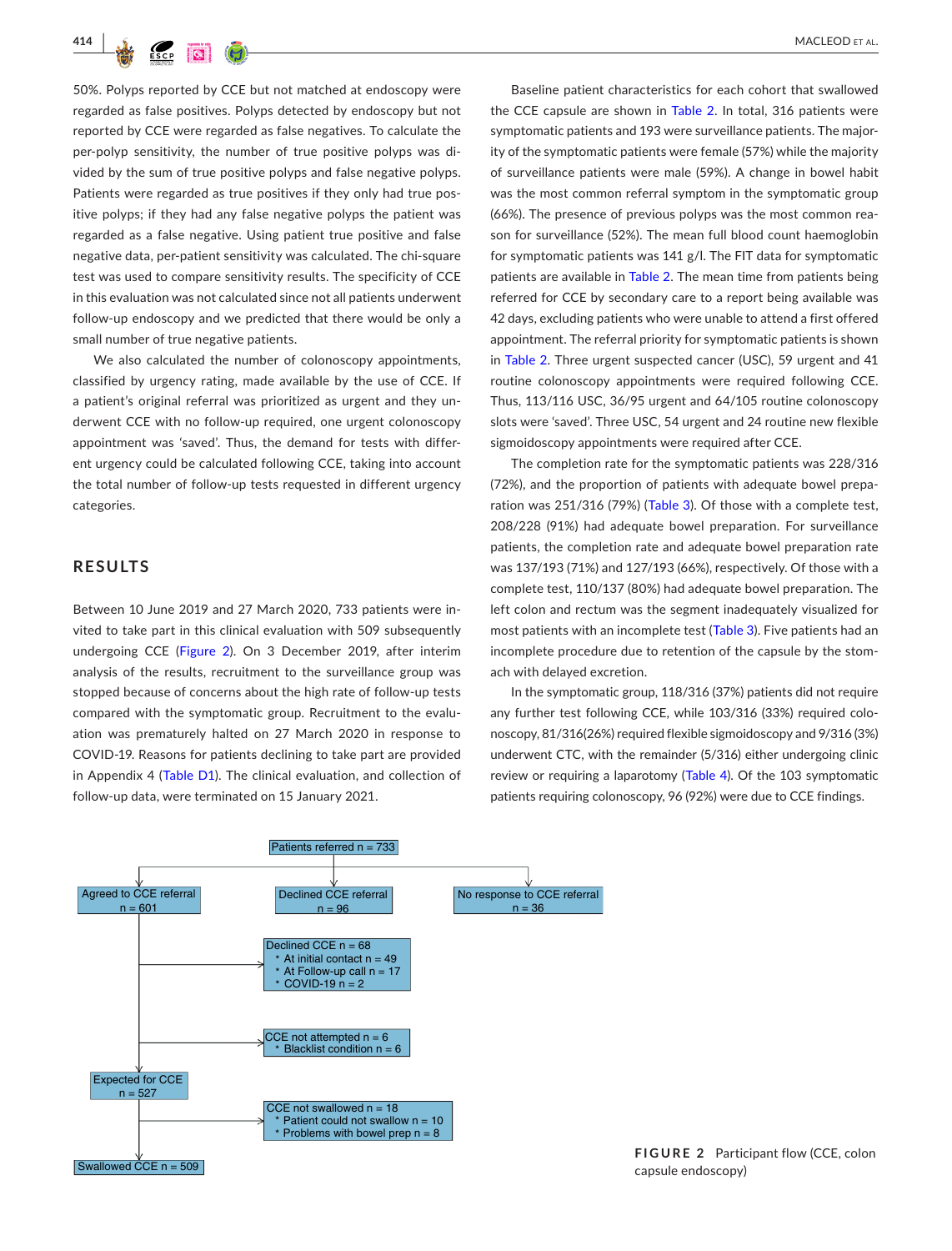50%. Polyps reported by CCE but not matched at endoscopy were regarded as false positives. Polyps detected by endoscopy but not reported by CCE were regarded as false negatives. To calculate the per-polyp sensitivity, the number of true positive polyps was divided by the sum of true positive polyps and false negative polyps. Patients were regarded as true positives if they only had true positive polyps; if they had any false negative polyps the patient was regarded as a false negative. Using patient true positive and false negative data, per-patient sensitivity was calculated. The chi-square test was used to compare sensitivity results. The specificity of CCE in this evaluation was not calculated since not all patients underwent follow-up endoscopy and we predicted that there would be only a small number of true negative patients.

We also calculated the number of colonoscopy appointments, classified by urgency rating, made available by the use of CCE. If a patient's original referral was prioritized as urgent and they underwent CCE with no follow-up required, one urgent colonoscopy appointment was 'saved'. Thus, the demand for tests with different urgency could be calculated following CCE, taking into account the total number of follow-up tests requested in different urgency categories.

## RESULTS

Between 10 June 2019 and 27 March 2020, 733 patients were invited to take part in this clinical evaluation with 509 subsequently undergoing CCE (Figure 2). On 3 December 2019, after interim analysis of the results, recruitment to the surveillance group was stopped because of concerns about the high rate of follow-up tests compared with the symptomatic group. Recruitment to the evaluation was prematurely halted on 27 March 2020 in response to COVID-19. Reasons for patients declining to take part are provided in Appendix 4 (Table D1). The clinical evaluation, and collection of follow-up data, were terminated on 15 January 2021.

Baseline patient characteristics for each cohort that swallowed the CCE capsule are shown in Table 2. In total, 316 patients were symptomatic patients and 193 were surveillance patients. The majority of the symptomatic patients were female (57%) while the majority of surveillance patients were male (59%). A change in bowel habit was the most common referral symptom in the symptomatic group (66%). The presence of previous polyps was the most common reason for surveillance (52%). The mean full blood count haemoglobin for symptomatic patients was 141 g/l. The FIT data for symptomatic patients are available in Table 2. The mean time from patients being referred for CCE by secondary care to a report being available was 42 days, excluding patients who were unable to attend a first offered appointment. The referral priority for symptomatic patients is shown in Table 2. Three urgent suspected cancer (USC), 59 urgent and 41 routine colonoscopy appointments were required following CCE. Thus, 113/116 USC, 36/95 urgent and 64/105 routine colonoscopy slots were 'saved'. Three USC, 54 urgent and 24 routine new flexible sigmoidoscopy appointments were required after CCE.

The completion rate for the symptomatic patients was 228/316 (72%), and the proportion of patients with adequate bowel preparation was 251/316 (79%) (Table 3). Of those with a complete test, 208/228 (91%) had adequate bowel preparation. For surveillance patients, the completion rate and adequate bowel preparation rate was 137/193 (71%) and 127/193 (66%), respectively. Of those with a complete test, 110/137 (80%) had adequate bowel preparation. The left colon and rectum was the segment inadequately visualized for most patients with an incomplete test (Table 3). Five patients had an incomplete procedure due to retention of the capsule by the stomach with delayed excretion.

In the symptomatic group, 118/316 (37%) patients did not require any further test following CCE, while 103/316 (33%) required colonoscopy, 81/316(26%) required flexible sigmoidoscopy and 9/316 (3%) underwent CTC, with the remainder (5/316) either undergoing clinic review or requiring a laparotomy (Table 4). Of the 103 symptomatic patients requiring colonoscopy, 96 (92%) were due to CCE findings.

Patients referred n = 733
- Agreed to CCE referral n = 601
- Declined CCE referral n = 96
- No response to CCE referral n = 36

Declined CCE n = 68
* At initial contact n = 49
* At Follow-up call n = 17
* COVID-19 n = 2

CCE not attempted n = 6
* Blacklist condition n = 6

Expected for CCE n = 527

CCE not swallowed n = 18
* Patient could not swallow n = 10
* Problems with bowel prep n = 8

Swallowed CCE n = 509

**FIGURE 2** Participant flow (CCE, colon capsule endoscopy)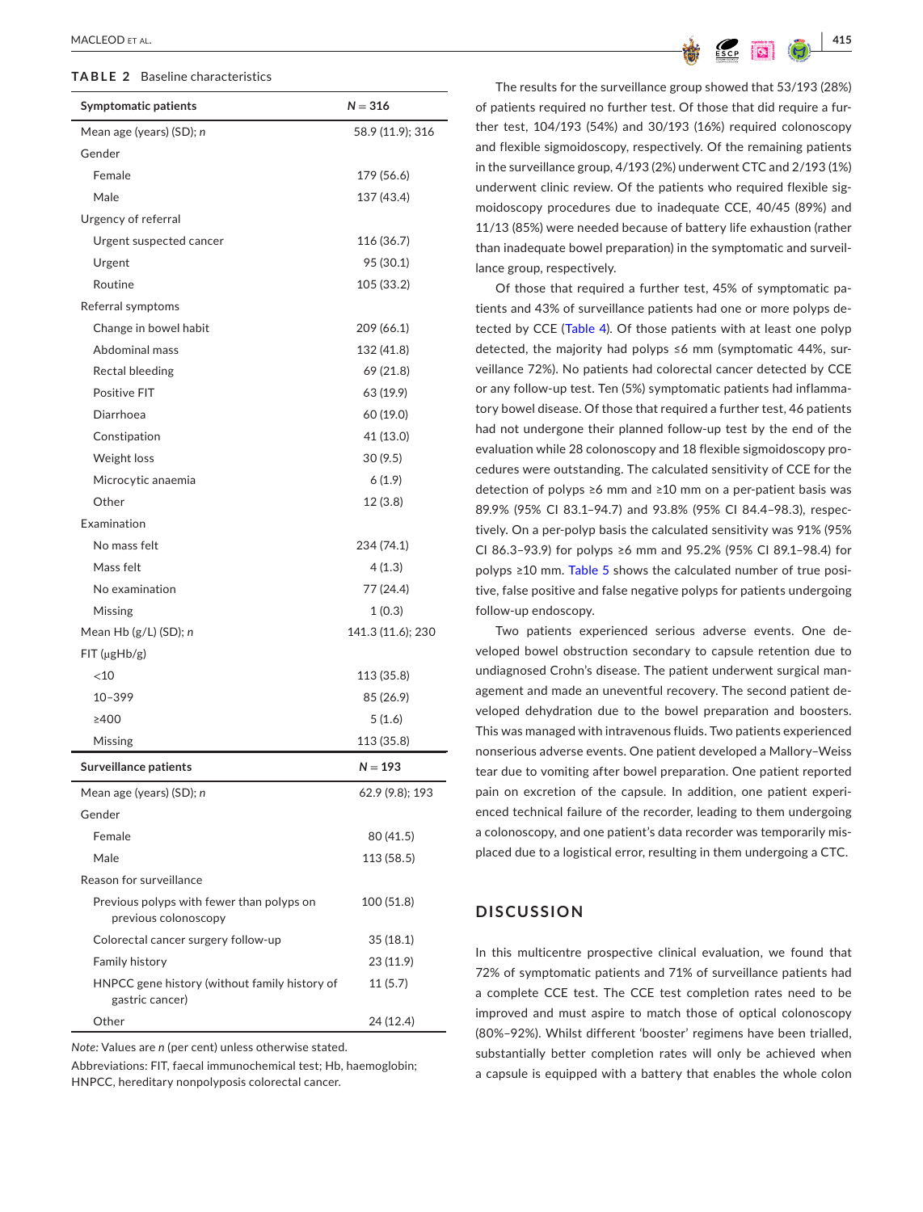**TABLE 2** Baseline characteristics

| Symptomatic patients | N = 316 |
|---|---|
| Mean age (years) (SD); *n* | 58.9 (11.9); 316 |
| Gender | |
| Female | 179 (56.6) |
| Male | 137 (43.4) |
| Urgency of referral | |
| Urgent suspected cancer | 116 (36.7) |
| Urgent | 95 (30.1) |
| Routine | 105 (33.2) |
| Referral symptoms | |
| Change in bowel habit | 209 (66.1) |
| Abdominal mass | 132 (41.8) |
| Rectal bleeding | 69 (21.8) |
| Positive FIT | 63 (19.9) |
| Diarrhoea | 60 (19.0) |
| Constipation | 41 (13.0) |
| Weight loss | 30 (9.5) |
| Microcytic anaemia | 6 (1.9) |
| Other | 12 (3.8) |
| Examination | |
| No mass felt | 234 (74.1) |
| Mass felt | 4 (1.3) |
| No examination | 77 (24.4) |
| Missing | 1 (0.3) |
| Mean Hb (g/L) (SD); *n* | 141.3 (11.6); 230 |
| FIT (μgHb/g) | |
| <10 | 113 (35.8) |
| 10–399 | 85 (26.9) |
| ≥400 | 5 (1.6) |
| Missing | 113 (35.8) |
| **Surveillance patients** | **N = 193** |
| Mean age (years) (SD); *n* | 62.9 (9.8); 193 |
| Gender | |
| Female | 80 (41.5) |
| Male | 113 (58.5) |
| Reason for surveillance | |
| Previous polyps with fewer than polyps on previous colonoscopy | 100 (51.8) |
| Colorectal cancer surgery follow-up | 35 (18.1) |
| Family history | 23 (11.9) |
| HNPCC gene history (without family history of gastric cancer) | 11 (5.7) |
| Other | 24 (12.4) |

*Note:* Values are *n* (per cent) unless otherwise stated.

Abbreviations: FIT, faecal immunochemical test; Hb, haemoglobin; HNPCC, hereditary nonpolyposis colorectal cancer.

The results for the surveillance group showed that 53/193 (28%) of patients required no further test. Of those that did require a further test, 104/193 (54%) and 30/193 (16%) required colonoscopy and flexible sigmoidoscopy, respectively. Of the remaining patients in the surveillance group, 4/193 (2%) underwent CTC and 2/193 (1%) underwent clinic review. Of the patients who required flexible sigmoidoscopy procedures due to inadequate CCE, 40/45 (89%) and 11/13 (85%) were needed because of battery life exhaustion (rather than inadequate bowel preparation) in the symptomatic and surveillance group, respectively.

Of those that required a further test, 45% of symptomatic patients and 43% of surveillance patients had one or more polyps detected by CCE (Table 4). Of those patients with at least one polyp detected, the majority had polyps ≤6 mm (symptomatic 44%, surveillance 72%). No patients had colorectal cancer detected by CCE or any follow-up test. Ten (5%) symptomatic patients had inflammatory bowel disease. Of those that required a further test, 46 patients had not undergone their planned follow-up test by the end of the evaluation while 28 colonoscopy and 18 flexible sigmoidoscopy procedures were outstanding. The calculated sensitivity of CCE for the detection of polyps ≥6 mm and ≥10 mm on a per-patient basis was 89.9% (95% CI 83.1–94.7) and 93.8% (95% CI 84.4–98.3), respectively. On a per-polyp basis the calculated sensitivity was 91% (95% CI 86.3–93.9) for polyps ≥6 mm and 95.2% (95% CI 89.1–98.4) for polyps ≥10 mm. Table 5 shows the calculated number of true positive, false positive and false negative polyps for patients undergoing follow-up endoscopy.

Two patients experienced serious adverse events. One developed bowel obstruction secondary to capsule retention due to undiagnosed Crohn's disease. The patient underwent surgical management and made an uneventful recovery. The second patient developed dehydration due to the bowel preparation and boosters. This was managed with intravenous fluids. Two patients experienced nonserious adverse events. One patient developed a Mallory–Weiss tear due to vomiting after bowel preparation. One patient reported pain on excretion of the capsule. In addition, one patient experienced technical failure of the recorder, leading to them undergoing a colonoscopy, and one patient's data recorder was temporarily misplaced due to a logistical error, resulting in them undergoing a CTC.

## DISCUSSION

In this multicentre prospective clinical evaluation, we found that 72% of symptomatic patients and 71% of surveillance patients had a complete CCE test. The CCE test completion rates need to be improved and must aspire to match those of optical colonoscopy (80%–92%). Whilst different 'booster' regimens have been trialled, substantially better completion rates will only be achieved when a capsule is equipped with a battery that enables the whole colon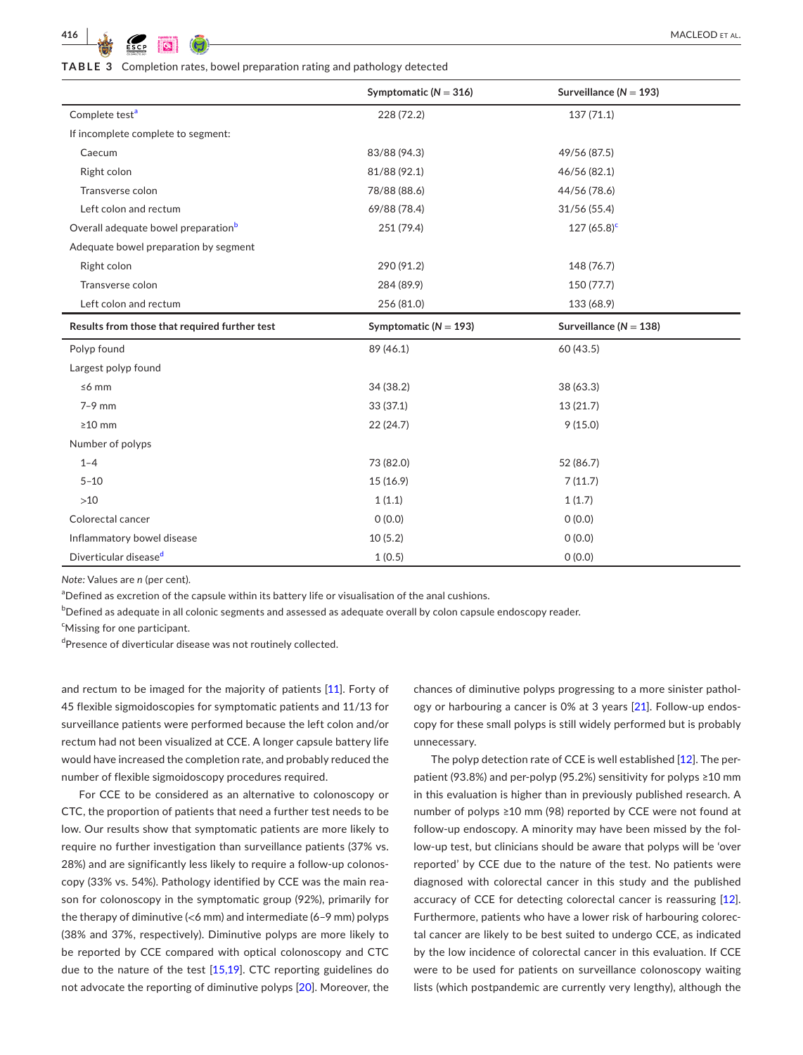**TABLE 3** Completion rates, bowel preparation rating and pathology detected

| | Symptomatic (N = 316) | Surveillance (N = 193) |
|---|---|---|
| Complete test[a] | 228 (72.2) | 137 (71.1) |
| If incomplete complete to segment: | | |
| Caecum | 83/88 (94.3) | 49/56 (87.5) |
| Right colon | 81/88 (92.1) | 46/56 (82.1) |
| Transverse colon | 78/88 (88.6) | 44/56 (78.6) |
| Left colon and rectum | 69/88 (78.4) | 31/56 (55.4) |
| Overall adequate bowel preparation[b] | 251 (79.4) | 127 (65.8)[c] |
| Adequate bowel preparation by segment | | |
| Right colon | 290 (91.2) | 148 (76.7) |
| Transverse colon | 284 (89.9) | 150 (77.7) |
| Left colon and rectum | 256 (81.0) | 133 (68.9) |
| **Results from those that required further test** | **Symptomatic (N = 193)** | **Surveillance (N = 138)** |
| Polyp found | 89 (46.1) | 60 (43.5) |
| Largest polyp found | | |
| ≤6 mm | 34 (38.2) | 38 (63.3) |
| 7–9 mm | 33 (37.1) | 13 (21.7) |
| ≥10 mm | 22 (24.7) | 9 (15.0) |
| Number of polyps | | |
| 1–4 | 73 (82.0) | 52 (86.7) |
| 5–10 | 15 (16.9) | 7 (11.7) |
| >10 | 1 (1.1) | 1 (1.7) |
| Colorectal cancer | 0 (0.0) | 0 (0.0) |
| Inflammatory bowel disease | 10 (5.2) | 0 (0.0) |
| Diverticular disease[d] | 1 (0.5) | 0 (0.0) |

*Note:* Values are *n* (per cent).

[a]Defined as excretion of the capsule within its battery life or visualisation of the anal cushions.

[b]Defined as adequate in all colonic segments and assessed as adequate overall by colon capsule endoscopy reader.

[c]Missing for one participant.

[d]Presence of diverticular disease was not routinely collected.

and rectum to be imaged for the majority of patients [11]. Forty of 45 flexible sigmoidoscopies for symptomatic patients and 11/13 for surveillance patients were performed because the left colon and/or rectum had not been visualized at CCE. A longer capsule battery life would have increased the completion rate, and probably reduced the number of flexible sigmoidoscopy procedures required.

For CCE to be considered as an alternative to colonoscopy or CTC, the proportion of patients that need a further test needs to be low. Our results show that symptomatic patients are more likely to require no further investigation than surveillance patients (37% vs. 28%) and are significantly less likely to require a follow-up colonoscopy (33% vs. 54%). Pathology identified by CCE was the main reason for colonoscopy in the symptomatic group (92%), primarily for the therapy of diminutive (<6 mm) and intermediate (6–9 mm) polyps (38% and 37%, respectively). Diminutive polyps are more likely to be reported by CCE compared with optical colonoscopy and CTC due to the nature of the test [15,19]. CTC reporting guidelines do not advocate the reporting of diminutive polyps [20]. Moreover, the chances of diminutive polyps progressing to a more sinister pathology or harbouring a cancer is 0% at 3 years [21]. Follow-up endoscopy for these small polyps is still widely performed but is probably unnecessary.

The polyp detection rate of CCE is well established [12]. The per-patient (93.8%) and per-polyp (95.2%) sensitivity for polyps ≥10 mm in this evaluation is higher than in previously published research. A number of polyps ≥10 mm (98) reported by CCE were not found at follow-up endoscopy. A minority may have been missed by the follow-up test, but clinicians should be aware that polyps will be 'over reported' by CCE due to the nature of the test. No patients were diagnosed with colorectal cancer in this study and the published accuracy of CCE for detecting colorectal cancer is reassuring [12]. Furthermore, patients who have a lower risk of harbouring colorectal cancer are likely to be best suited to undergo CCE, as indicated by the low incidence of colorectal cancer in this evaluation. If CCE were to be used for patients on surveillance colonoscopy waiting lists (which postpandemic are currently very lengthy), although the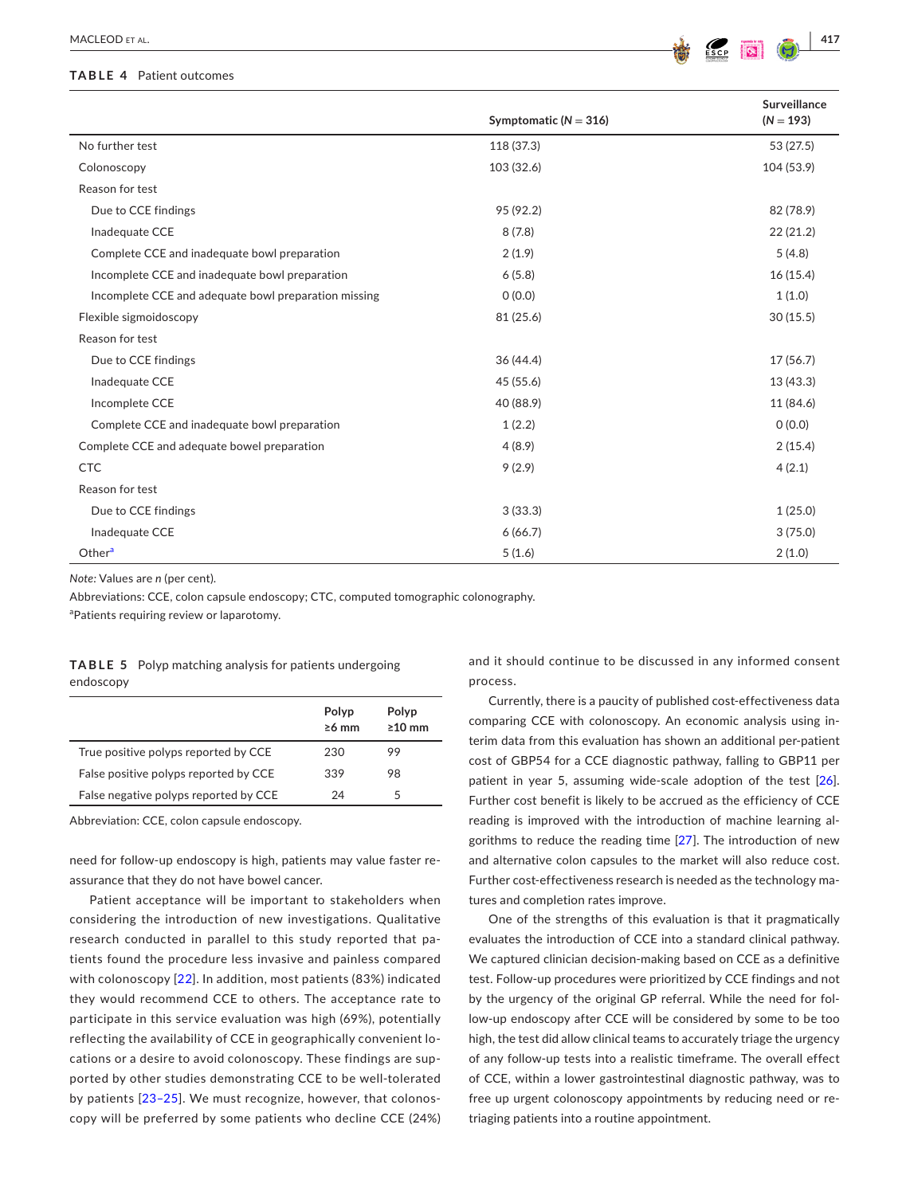**TABLE 4** Patient outcomes

| | Symptomatic (*N* = 316) | Surveillance (*N* = 193) |
|---|---|---|
| No further test | 118 (37.3) | 53 (27.5) |
| Colonoscopy | 103 (32.6) | 104 (53.9) |
| Reason for test | | |
| Due to CCE findings | 95 (92.2) | 82 (78.9) |
| Inadequate CCE | 8 (7.8) | 22 (21.2) |
| Complete CCE and inadequate bowl preparation | 2 (1.9) | 5 (4.8) |
| Incomplete CCE and inadequate bowl preparation | 6 (5.8) | 16 (15.4) |
| Incomplete CCE and adequate bowl preparation missing | 0 (0.0) | 1 (1.0) |
| Flexible sigmoidoscopy | 81 (25.6) | 30 (15.5) |
| Reason for test | | |
| Due to CCE findings | 36 (44.4) | 17 (56.7) |
| Inadequate CCE | 45 (55.6) | 13 (43.3) |
| Incomplete CCE | 40 (88.9) | 11 (84.6) |
| Complete CCE and inadequate bowl preparation | 1 (2.2) | 0 (0.0) |
| Complete CCE and adequate bowel preparation | 4 (8.9) | 2 (15.4) |
| CTC | 9 (2.9) | 4 (2.1) |
| Reason for test | | |
| Due to CCE findings | 3 (33.3) | 1 (25.0) |
| Inadequate CCE | 6 (66.7) | 3 (75.0) |
| Other[a] | 5 (1.6) | 2 (1.0) |

*Note:* Values are *n* (per cent).

Abbreviations: CCE, colon capsule endoscopy; CTC, computed tomographic colonography.

[a]Patients requiring review or laparotomy.

**TABLE 5** Polyp matching analysis for patients undergoing endoscopy

| | Polyp ≥6 mm | Polyp ≥10 mm |
|---|---|---|
| True positive polyps reported by CCE | 230 | 99 |
| False positive polyps reported by CCE | 339 | 98 |
| False negative polyps reported by CCE | 24 | 5 |

Abbreviation: CCE, colon capsule endoscopy.

need for follow-up endoscopy is high, patients may value faster reassurance that they do not have bowel cancer.

Patient acceptance will be important to stakeholders when considering the introduction of new investigations. Qualitative research conducted in parallel to this study reported that patients found the procedure less invasive and painless compared with colonoscopy [22]. In addition, most patients (83%) indicated they would recommend CCE to others. The acceptance rate to participate in this service evaluation was high (69%), potentially reflecting the availability of CCE in geographically convenient locations or a desire to avoid colonoscopy. These findings are supported by other studies demonstrating CCE to be well-tolerated by patients [23–25]. We must recognize, however, that colonoscopy will be preferred by some patients who decline CCE (24%) and it should continue to be discussed in any informed consent process.

Currently, there is a paucity of published cost-effectiveness data comparing CCE with colonoscopy. An economic analysis using interim data from this evaluation has shown an additional per-patient cost of GBP54 for a CCE diagnostic pathway, falling to GBP11 per patient in year 5, assuming wide-scale adoption of the test [26]. Further cost benefit is likely to be accrued as the efficiency of CCE reading is improved with the introduction of machine learning algorithms to reduce the reading time [27]. The introduction of new and alternative colon capsules to the market will also reduce cost. Further cost-effectiveness research is needed as the technology matures and completion rates improve.

One of the strengths of this evaluation is that it pragmatically evaluates the introduction of CCE into a standard clinical pathway. We captured clinician decision-making based on CCE as a definitive test. Follow-up procedures were prioritized by CCE findings and not by the urgency of the original GP referral. While the need for follow-up endoscopy after CCE will be considered by some to be too high, the test did allow clinical teams to accurately triage the urgency of any follow-up tests into a realistic timeframe. The overall effect of CCE, within a lower gastrointestinal diagnostic pathway, was to free up urgent colonoscopy appointments by reducing need or retriaging patients into a routine appointment.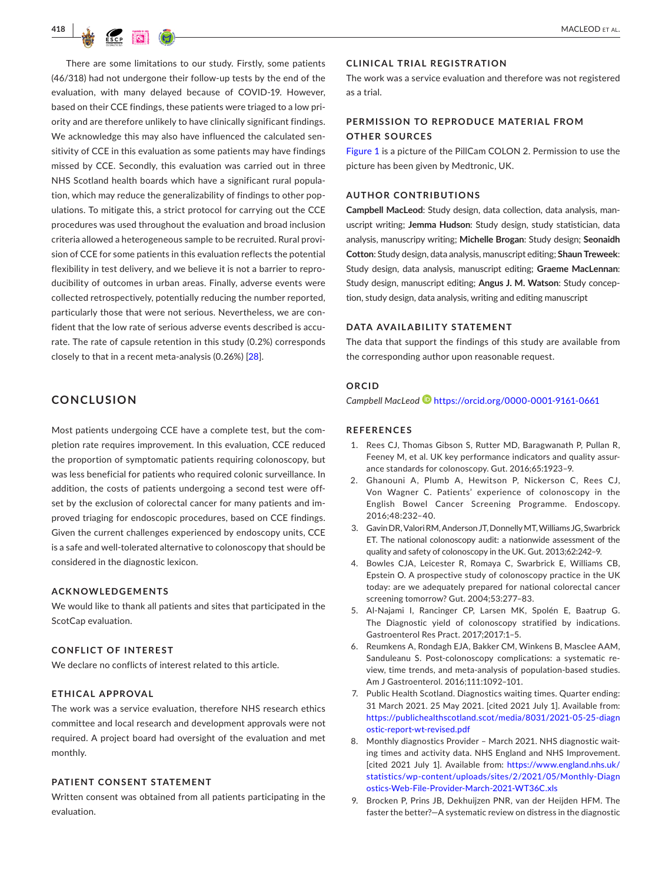There are some limitations to our study. Firstly, some patients (46/318) had not undergone their follow-up tests by the end of the evaluation, with many delayed because of COVID-19. However, based on their CCE findings, these patients were triaged to a low priority and are therefore unlikely to have clinically significant findings. We acknowledge this may also have influenced the calculated sensitivity of CCE in this evaluation as some patients may have findings missed by CCE. Secondly, this evaluation was carried out in three NHS Scotland health boards which have a significant rural population, which may reduce the generalizability of findings to other populations. To mitigate this, a strict protocol for carrying out the CCE procedures was used throughout the evaluation and broad inclusion criteria allowed a heterogeneous sample to be recruited. Rural provision of CCE for some patients in this evaluation reflects the potential flexibility in test delivery, and we believe it is not a barrier to reproducibility of outcomes in urban areas. Finally, adverse events were collected retrospectively, potentially reducing the number reported, particularly those that were not serious. Nevertheless, we are confident that the low rate of serious adverse events described is accurate. The rate of capsule retention in this study (0.2%) corresponds closely to that in a recent meta-analysis (0.26%) [28].

## CONCLUSION

Most patients undergoing CCE have a complete test, but the completion rate requires improvement. In this evaluation, CCE reduced the proportion of symptomatic patients requiring colonoscopy, but was less beneficial for patients who required colonic surveillance. In addition, the costs of patients undergoing a second test were offset by the exclusion of colorectal cancer for many patients and improved triaging for endoscopic procedures, based on CCE findings. Given the current challenges experienced by endoscopy units, CCE is a safe and well-tolerated alternative to colonoscopy that should be considered in the diagnostic lexicon.

### ACKNOWLEDGEMENTS

We would like to thank all patients and sites that participated in the ScotCap evaluation.

### CONFLICT OF INTEREST

We declare no conflicts of interest related to this article.

### ETHICAL APPROVAL

The work was a service evaluation, therefore NHS research ethics committee and local research and development approvals were not required. A project board had oversight of the evaluation and met monthly.

### PATIENT CONSENT STATEMENT

Written consent was obtained from all patients participating in the evaluation.

### CLINICAL TRIAL REGISTRATION

The work was a service evaluation and therefore was not registered as a trial.

### PERMISSION TO REPRODUCE MATERIAL FROM OTHER SOURCES

Figure 1 is a picture of the PillCam COLON 2. Permission to use the picture has been given by Medtronic, UK.

### AUTHOR CONTRIBUTIONS

**Campbell MacLeod**: Study design, data collection, data analysis, manuscript writing; **Jemma Hudson**: Study design, study statistician, data analysis, manuscripy writing; **Michelle Brogan**: Study design; **Seonaidh Cotton**: Study design, data analysis, manuscript editing; **Shaun Treweek**: Study design, data analysis, manuscript editing; **Graeme MacLennan**: Study design, manuscript editing; **Angus J. M. Watson**: Study conception, study design, data analysis, writing and editing manuscript

### DATA AVAILABILITY STATEMENT

The data that support the findings of this study are available from the corresponding author upon reasonable request.

### ORCID

*Campbell MacLeod* https://orcid.org/0000-0001-9161-0661

### REFERENCES

1. Rees CJ, Thomas Gibson S, Rutter MD, Baragwanath P, Pullan R, Feeney M, et al. UK key performance indicators and quality assurance standards for colonoscopy. Gut. 2016;65:1923–9.
2. Ghanouni A, Plumb A, Hewitson P, Nickerson C, Rees CJ, Von Wagner C. Patients' experience of colonoscopy in the English Bowel Cancer Screening Programme. Endoscopy. 2016;48:232–40.
3. Gavin DR, Valori RM, Anderson JT, Donnelly MT, Williams JG, Swarbrick ET. The national colonoscopy audit: a nationwide assessment of the quality and safety of colonoscopy in the UK. Gut. 2013;62:242–9.
4. Bowles CJA, Leicester R, Romaya C, Swarbrick E, Williams CB, Epstein O. A prospective study of colonoscopy practice in the UK today: are we adequately prepared for national colorectal cancer screening tomorrow? Gut. 2004;53:277–83.
5. Al-Najami I, Rancinger CP, Larsen MK, Spolén E, Baatrup G. The Diagnostic yield of colonoscopy stratified by indications. Gastroenterol Res Pract. 2017;2017:1–5.
6. Reumkens A, Rondagh EJA, Bakker CM, Winkens B, Masclee AAM, Sanduleanu S. Post-colonoscopy complications: a systematic review, time trends, and meta-analysis of population-based studies. Am J Gastroenterol. 2016;111:1092–101.
7. Public Health Scotland. Diagnostics waiting times. Quarter ending: 31 March 2021. 25 May 2021. [cited 2021 July 1]. Available from: https://publichealthscotland.scot/media/8031/2021-05-25-diagnostic-report-wt-revised.pdf
8. Monthly diagnostics Provider – March 2021. NHS diagnostic waiting times and activity data. NHS England and NHS Improvement. [cited 2021 July 1]. Available from: https://www.england.nhs.uk/statistics/wp-content/uploads/sites/2/2021/05/Monthly-Diagnostics-Web-File-Provider-March-2021-WT36C.xls
9. Brocken P, Prins JB, Dekhuijzen PNR, van der Heijden HFM. The faster the better?—A systematic review on distress in the diagnostic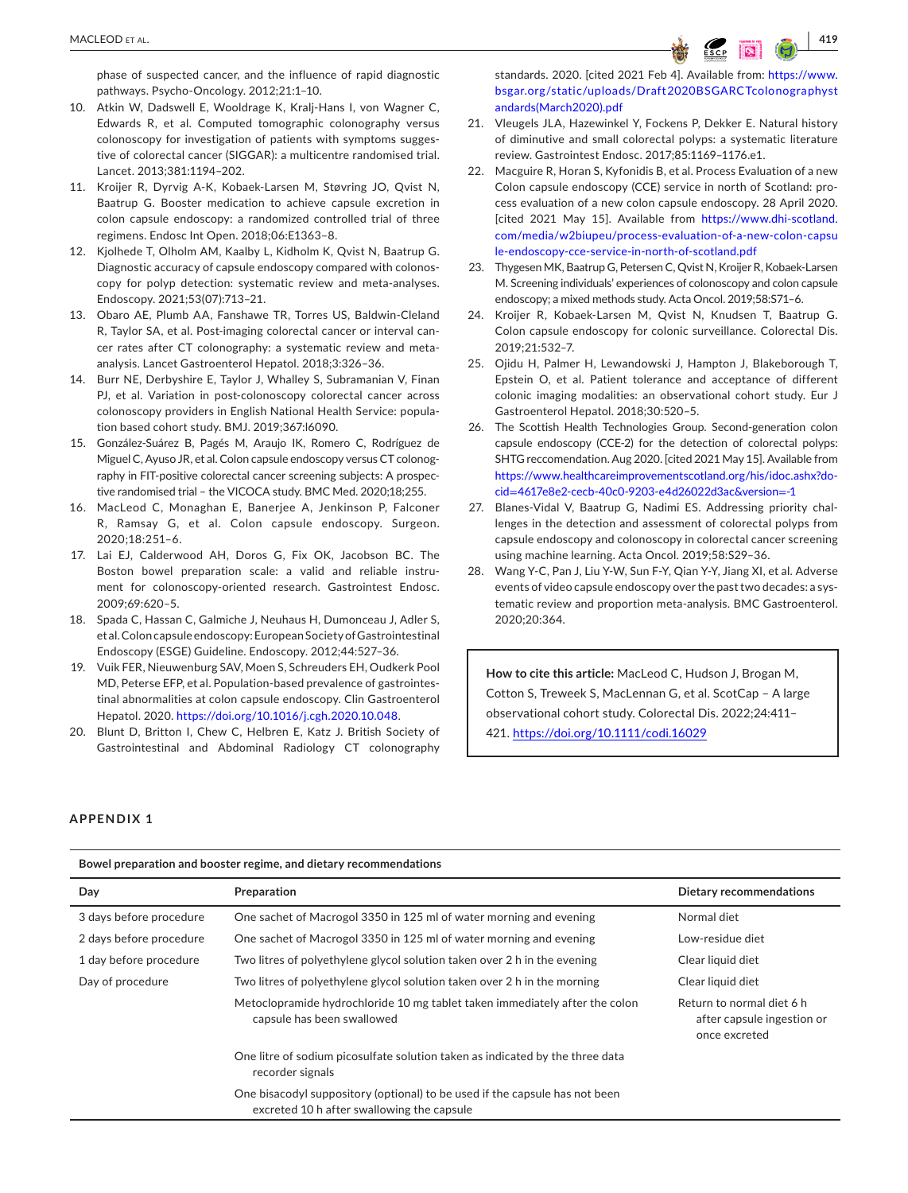phase of suspected cancer, and the influence of rapid diagnostic pathways. Psycho-Oncology. 2012;21:1–10.

10. Atkin W, Dadswell E, Wooldrage K, Kralj-Hans I, von Wagner C, Edwards R, et al. Computed tomographic colonography versus colonoscopy for investigation of patients with symptoms suggestive of colorectal cancer (SIGGAR): a multicentre randomised trial. Lancet. 2013;381:1194–202.
11. Kroijer R, Dyrvig A-K, Kobaek-Larsen M, Støvring JO, Qvist N, Baatrup G. Booster medication to achieve capsule excretion in colon capsule endoscopy: a randomized controlled trial of three regimens. Endosc Int Open. 2018;06:E1363–8.
12. Kjolhede T, Olholm AM, Kaalby L, Kidholm K, Qvist N, Baatrup G. Diagnostic accuracy of capsule endoscopy compared with colonoscopy for polyp detection: systematic review and meta-analyses. Endoscopy. 2021;53(07):713–21.
13. Obaro AE, Plumb AA, Fanshawe TR, Torres US, Baldwin-Cleland R, Taylor SA, et al. Post-imaging colorectal cancer or interval cancer rates after CT colonography: a systematic review and meta-analysis. Lancet Gastroenterol Hepatol. 2018;3:326–36.
14. Burr NE, Derbyshire E, Taylor J, Whalley S, Subramanian V, Finan PJ, et al. Variation in post-colonoscopy colorectal cancer across colonoscopy providers in English National Health Service: population based cohort study. BMJ. 2019;367:l6090.
15. González-Suárez B, Pagés M, Araujo IK, Romero C, Rodríguez de Miguel C, Ayuso JR, et al. Colon capsule endoscopy versus CT colonography in FIT-positive colorectal cancer screening subjects: A prospective randomised trial – the VICOCA study. BMC Med. 2020;18;255.
16. MacLeod C, Monaghan E, Banerjee A, Jenkinson P, Falconer R, Ramsay G, et al. Colon capsule endoscopy. Surgeon. 2020;18:251–6.
17. Lai EJ, Calderwood AH, Doros G, Fix OK, Jacobson BC. The Boston bowel preparation scale: a valid and reliable instrument for colonoscopy-oriented research. Gastrointest Endosc. 2009;69:620–5.
18. Spada C, Hassan C, Galmiche J, Neuhaus H, Dumonceau J, Adler S, et al. Colon capsule endoscopy: European Society of Gastrointestinal Endoscopy (ESGE) Guideline. Endoscopy. 2012;44:527–36.
19. Vuik FER, Nieuwenburg SAV, Moen S, Schreuders EH, Oudkerk Pool MD, Peterse EFP, et al. Population-based prevalence of gastrointestinal abnormalities at colon capsule endoscopy. Clin Gastroenterol Hepatol. 2020. https://doi.org/10.1016/j.cgh.2020.10.048.
20. Blunt D, Britton I, Chew C, Helbren E, Katz J. British Society of Gastrointestinal and Abdominal Radiology CT colonography standards. 2020. [cited 2021 Feb 4]. Available from: https://www.bsgar.org/static/uploads/Draft2020BSGARCTcolonographystandards(March2020).pdf
21. Vleugels JLA, Hazewinkel Y, Fockens P, Dekker E. Natural history of diminutive and small colorectal polyps: a systematic literature review. Gastrointest Endosc. 2017;85:1169–1176.e1.
22. Macguire R, Horan S, Kyfonidis B, et al. Process Evaluation of a new Colon capsule endoscopy (CCE) service in north of Scotland: process evaluation of a new colon capsule endoscopy. 28 April 2020. [cited 2021 May 15]. Available from https://www.dhi-scotland.com/media/w2biupeu/process-evaluation-of-a-new-colon-capsule-endoscopy-cce-service-in-north-of-scotland.pdf
23. Thygesen MK, Baatrup G, Petersen C, Qvist N, Kroijer R, Kobaek-Larsen M. Screening individuals' experiences of colonoscopy and colon capsule endoscopy; a mixed methods study. Acta Oncol. 2019;58:S71–6.
24. Kroijer R, Kobaek-Larsen M, Qvist N, Knudsen T, Baatrup G. Colon capsule endoscopy for colonic surveillance. Colorectal Dis. 2019;21:532–7.
25. Ojidu H, Palmer H, Lewandowski J, Hampton J, Blakeborough T, Epstein O, et al. Patient tolerance and acceptance of different colonic imaging modalities: an observational cohort study. Eur J Gastroenterol Hepatol. 2018;30:520–5.
26. The Scottish Health Technologies Group. Second-generation colon capsule endoscopy (CCE-2) for the detection of colorectal polyps: SHTG reccomendation. Aug 2020. [cited 2021 May 15]. Available from https://www.healthcareimprovementscotland.org/his/idoc.ashx?docid=4617e8e2-cecb-40c0-9203-e4d26022d3ac&version=-1
27. Blanes-Vidal V, Baatrup G, Nadimi ES. Addressing priority challenges in the detection and assessment of colorectal polyps from capsule endoscopy and colonoscopy in colorectal cancer screening using machine learning. Acta Oncol. 2019;58:S29–36.
28. Wang Y-C, Pan J, Liu Y-W, Sun F-Y, Qian Y-Y, Jiang XI, et al. Adverse events of video capsule endoscopy over the past two decades: a systematic review and proportion meta-analysis. BMC Gastroenterol. 2020;20:364.

**How to cite this article:** MacLeod C, Hudson J, Brogan M, Cotton S, Treweek S, MacLennan G, et al. ScotCap – A large observational cohort study. Colorectal Dis. 2022;24:411–421. https://doi.org/10.1111/codi.16029

## APPENDIX 1

**Bowel preparation and booster regime, and dietary recommendations**

| Day | Preparation | Dietary recommendations |
|---|---|---|
| 3 days before procedure | One sachet of Macrogol 3350 in 125 ml of water morning and evening | Normal diet |
| 2 days before procedure | One sachet of Macrogol 3350 in 125 ml of water morning and evening | Low-residue diet |
| 1 day before procedure | Two litres of polyethylene glycol solution taken over 2 h in the evening | Clear liquid diet |
| Day of procedure | Two litres of polyethylene glycol solution taken over 2 h in the morning | Clear liquid diet |
| | Metoclopramide hydrochloride 10 mg tablet taken immediately after the colon capsule has been swallowed | Return to normal diet 6 h after capsule ingestion or once excreted |
| | One litre of sodium picosulfate solution taken as indicated by the three data recorder signals | |
| | One bisacodyl suppository (optional) to be used if the capsule has not been excreted 10 h after swallowing the capsule | |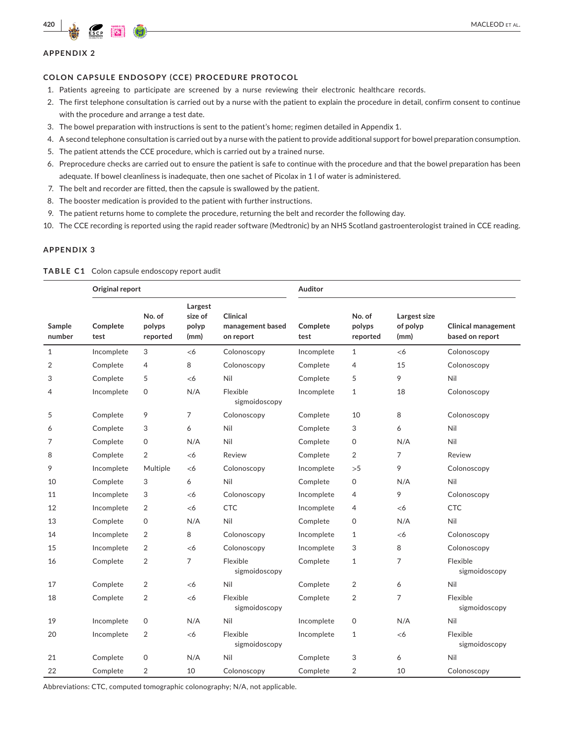## APPENDIX 2

### COLON CAPSULE ENDOSOPY (CCE) PROCEDURE PROTOCOL

1. Patients agreeing to participate are screened by a nurse reviewing their electronic healthcare records.
2. The first telephone consultation is carried out by a nurse with the patient to explain the procedure in detail, confirm consent to continue with the procedure and arrange a test date.
3. The bowel preparation with instructions is sent to the patient's home; regimen detailed in Appendix 1.
4. A second telephone consultation is carried out by a nurse with the patient to provide additional support for bowel preparation consumption.
5. The patient attends the CCE procedure, which is carried out by a trained nurse.
6. Preprocedure checks are carried out to ensure the patient is safe to continue with the procedure and that the bowel preparation has been adequate. If bowel cleanliness is inadequate, then one sachet of Picolax in 1 l of water is administered.
7. The belt and recorder are fitted, then the capsule is swallowed by the patient.
8. The booster medication is provided to the patient with further instructions.
9. The patient returns home to complete the procedure, returning the belt and recorder the following day.
10. The CCE recording is reported using the rapid reader software (Medtronic) by an NHS Scotland gastroenterologist trained in CCE reading.

## APPENDIX 3

**TABLE C1** Colon capsule endoscopy report audit

| | Original report | | | | Auditor | | | |
|---|---|---|---|---|---|---|---|---|
| Sample number | Complete test | No. of polyps reported | Largest size of polyp (mm) | Clinical management based on report | Complete test | No. of polyps reported | Largest size of polyp (mm) | Clinical management based on report |
| 1 | Incomplete | 3 | <6 | Colonoscopy | Incomplete | 1 | <6 | Colonoscopy |
| 2 | Complete | 4 | 8 | Colonoscopy | Complete | 4 | 15 | Colonoscopy |
| 3 | Complete | 5 | <6 | Nil | Complete | 5 | 9 | Nil |
| 4 | Incomplete | 0 | N/A | Flexible sigmoidoscopy | Incomplete | 1 | 18 | Colonoscopy |
| 5 | Complete | 9 | 7 | Colonoscopy | Complete | 10 | 8 | Colonoscopy |
| 6 | Complete | 3 | 6 | Nil | Complete | 3 | 6 | Nil |
| 7 | Complete | 0 | N/A | Nil | Complete | 0 | N/A | Nil |
| 8 | Complete | 2 | <6 | Review | Complete | 2 | 7 | Review |
| 9 | Incomplete | Multiple | <6 | Colonoscopy | Incomplete | >5 | 9 | Colonoscopy |
| 10 | Complete | 3 | 6 | Nil | Complete | 0 | N/A | Nil |
| 11 | Incomplete | 3 | <6 | Colonoscopy | Incomplete | 4 | 9 | Colonoscopy |
| 12 | Incomplete | 2 | <6 | CTC | Incomplete | 4 | <6 | CTC |
| 13 | Complete | 0 | N/A | Nil | Complete | 0 | N/A | Nil |
| 14 | Incomplete | 2 | 8 | Colonoscopy | Incomplete | 1 | <6 | Colonoscopy |
| 15 | Incomplete | 2 | <6 | Colonoscopy | Incomplete | 3 | 8 | Colonoscopy |
| 16 | Complete | 2 | 7 | Flexible sigmoidoscopy | Complete | 1 | 7 | Flexible sigmoidoscopy |
| 17 | Complete | 2 | <6 | Nil | Complete | 2 | 6 | Nil |
| 18 | Complete | 2 | <6 | Flexible sigmoidoscopy | Complete | 2 | 7 | Flexible sigmoidoscopy |
| 19 | Incomplete | 0 | N/A | Nil | Incomplete | 0 | N/A | Nil |
| 20 | Incomplete | 2 | <6 | Flexible sigmoidoscopy | Incomplete | 1 | <6 | Flexible sigmoidoscopy |
| 21 | Complete | 0 | N/A | Nil | Complete | 3 | 6 | Nil |
| 22 | Complete | 2 | 10 | Colonoscopy | Complete | 2 | 10 | Colonoscopy |

Abbreviations: CTC, computed tomographic colonography; N/A, not applicable.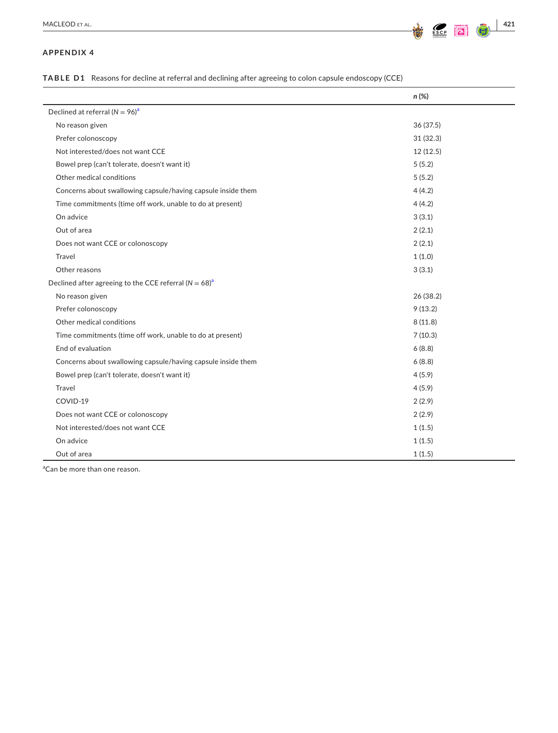## APPENDIX 4

**TABLE D1** Reasons for decline at referral and declining after agreeing to colon capsule endoscopy (CCE)

| | *n* (%) |
|---|---|
| Declined at referral (*N* = 96)[a] | |
| No reason given | 36 (37.5) |
| Prefer colonoscopy | 31 (32.3) |
| Not interested/does not want CCE | 12 (12.5) |
| Bowel prep (can't tolerate, doesn't want it) | 5 (5.2) |
| Other medical conditions | 5 (5.2) |
| Concerns about swallowing capsule/having capsule inside them | 4 (4.2) |
| Time commitments (time off work, unable to do at present) | 4 (4.2) |
| On advice | 3 (3.1) |
| Out of area | 2 (2.1) |
| Does not want CCE or colonoscopy | 2 (2.1) |
| Travel | 1 (1.0) |
| Other reasons | 3 (3.1) |
| Declined after agreeing to the CCE referral (*N* = 68)[a] | |
| No reason given | 26 (38.2) |
| Prefer colonoscopy | 9 (13.2) |
| Other medical conditions | 8 (11.8) |
| Time commitments (time off work, unable to do at present) | 7 (10.3) |
| End of evaluation | 6 (8.8) |
| Concerns about swallowing capsule/having capsule inside them | 6 (8.8) |
| Bowel prep (can't tolerate, doesn't want it) | 4 (5.9) |
| Travel | 4 (5.9) |
| COVID-19 | 2 (2.9) |
| Does not want CCE or colonoscopy | 2 (2.9) |
| Not interested/does not want CCE | 1 (1.5) |
| On advice | 1 (1.5) |
| Out of area | 1 (1.5) |

[a]Can be more than one reason.